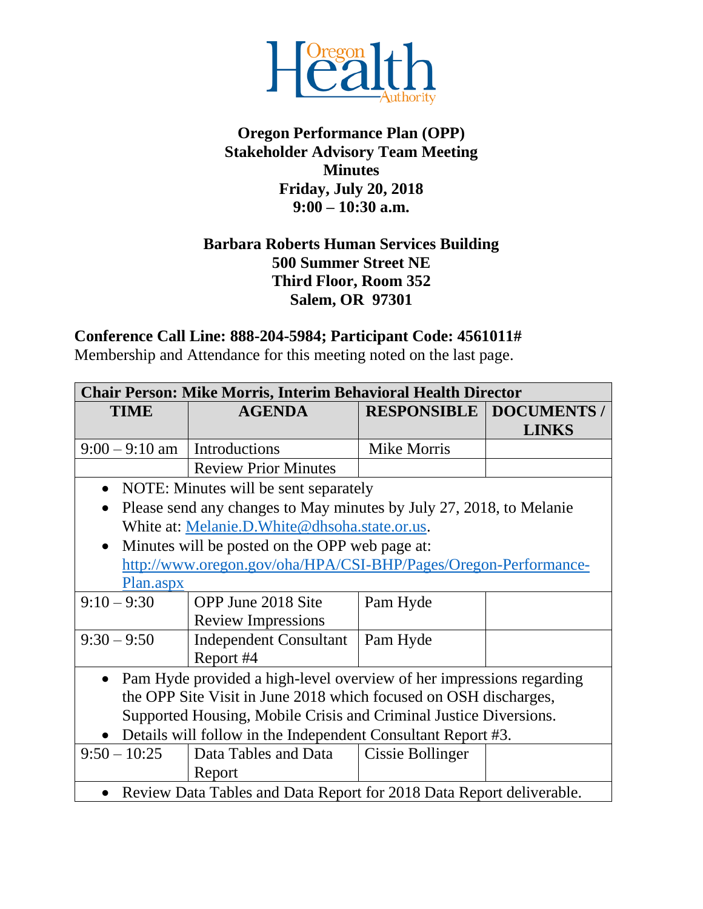Oregon Health Authority

# Oregon Performance Plan (OPP) Stakeholder Advisory Team Meeting Minutes

**Friday, July 20, 2018**
**9:00 – 10:30 a.m.**

**Barbara Roberts Human Services Building**
**500 Summer Street NE**
**Third Floor, Room 352**
**Salem, OR 97301**

**Conference Call Line: 888-204-5984; Participant Code: 4561011#**

Membership and Attendance for this meeting noted on the last page.

| **Chair Person: Mike Morris, Interim Behavioral Health Director** | | | |
|---|---|---|---|
| **TIME** | **AGENDA** | **RESPONSIBLE** | **DOCUMENTS / LINKS** |
| 9:00 – 9:10 am | Introductions | Mike Morris | |
| | Review Prior Minutes | | |
| • NOTE: Minutes will be sent separately<br>• Please send any changes to May minutes by July 27, 2018, to Melanie White at: Melanie.D.White@dhsoha.state.or.us.<br>• Minutes will be posted on the OPP web page at: http://www.oregon.gov/oha/HPA/CSI-BHP/Pages/Oregon-Performance-Plan.aspx | | | |
| 9:10 – 9:30 | OPP June 2018 Site Review Impressions | Pam Hyde | |
| 9:30 – 9:50 | Independent Consultant Report #4 | Pam Hyde | |
| • Pam Hyde provided a high-level overview of her impressions regarding the OPP Site Visit in June 2018 which focused on OSH discharges, Supported Housing, Mobile Crisis and Criminal Justice Diversions.<br>• Details will follow in the Independent Consultant Report #3. | | | |
| 9:50 – 10:25 | Data Tables and Data Report | Cissie Bollinger | |
| • Review Data Tables and Data Report for 2018 Data Report deliverable. | | | |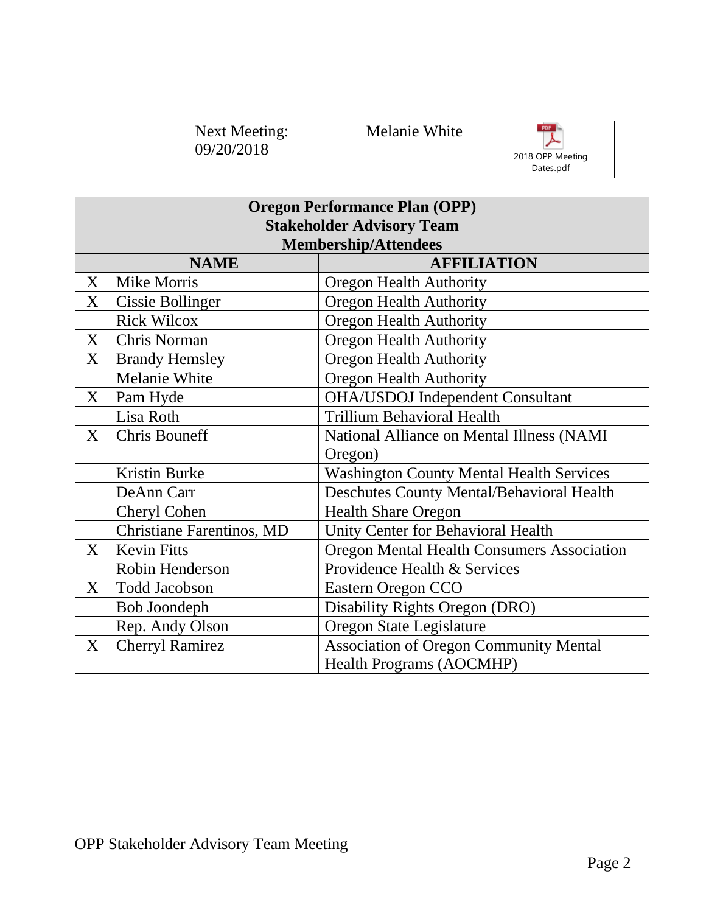| | | | |
|---|---|---|---|
| | Next Meeting: 09/20/2018 | Melanie White | 2018 OPP Meeting Dates.pdf |

| Oregon Performance Plan (OPP) Stakeholder Advisory Team Membership/Attendees | | |
|---|---|---|
| | **NAME** | **AFFILIATION** |
| X | Mike Morris | Oregon Health Authority |
| X | Cissie Bollinger | Oregon Health Authority |
| | Rick Wilcox | Oregon Health Authority |
| X | Chris Norman | Oregon Health Authority |
| X | Brandy Hemsley | Oregon Health Authority |
| | Melanie White | Oregon Health Authority |
| X | Pam Hyde | OHA/USDOJ Independent Consultant |
| | Lisa Roth | Trillium Behavioral Health |
| X | Chris Bouneff | National Alliance on Mental Illness (NAMI Oregon) |
| | Kristin Burke | Washington County Mental Health Services |
| | DeAnn Carr | Deschutes County Mental/Behavioral Health |
| | Cheryl Cohen | Health Share Oregon |
| | Christiane Farentinos, MD | Unity Center for Behavioral Health |
| X | Kevin Fitts | Oregon Mental Health Consumers Association |
| | Robin Henderson | Providence Health & Services |
| X | Todd Jacobson | Eastern Oregon CCO |
| | Bob Joondeph | Disability Rights Oregon (DRO) |
| | Rep. Andy Olson | Oregon State Legislature |
| X | Cherryl Ramirez | Association of Oregon Community Mental Health Programs (AOCMHP) |